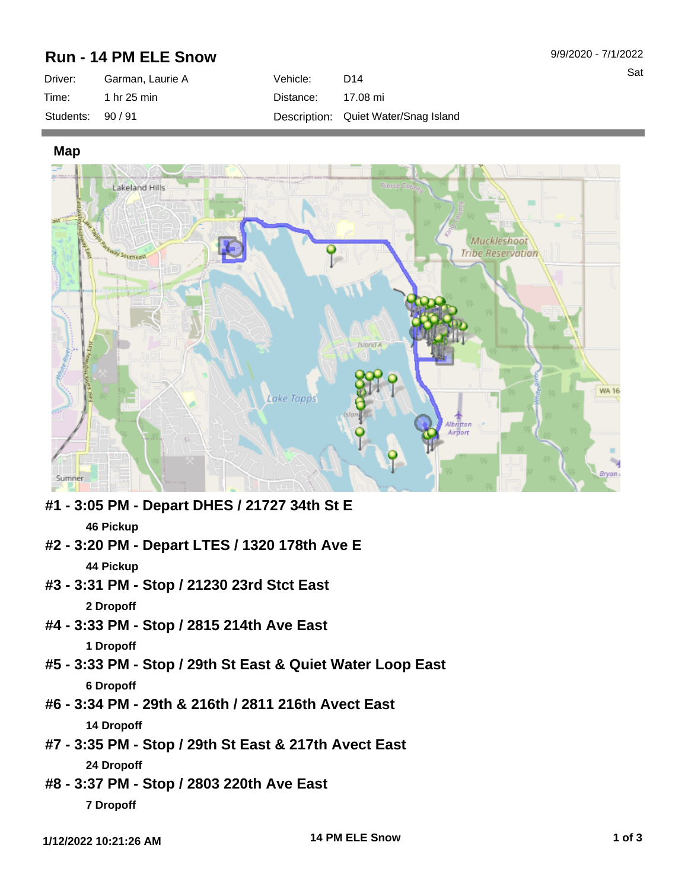# Run - 14 PM ELE Snow

9/9/2020 - 7/1/2022

Sat

| Driver: | Garman, Laurie A | Vehicle: | D14 |
|---|---|---|---|
| Time: | 1 hr 25 min | Distance: | 17.08 mi |
| Students: | 90 / 91 | Description: | Quiet Water/Snag Island |

## Map

### #1 - 3:05 PM - Depart DHES / 21727 34th St E

**46 Pickup**

### #2 - 3:20 PM - Depart LTES / 1320 178th Ave E

**44 Pickup**

### #3 - 3:31 PM - Stop / 21230 23rd Stct East

**2 Dropoff**

### #4 - 3:33 PM - Stop / 2815 214th Ave East

**1 Dropoff**

### #5 - 3:33 PM - Stop / 29th St East & Quiet Water Loop East

**6 Dropoff**

### #6 - 3:34 PM - 29th & 216th / 2811 216th Avect East

**14 Dropoff**

### #7 - 3:35 PM - Stop / 29th St East & 217th Avect East

**24 Dropoff**

### #8 - 3:37 PM - Stop / 2803 220th Ave East

**7 Dropoff**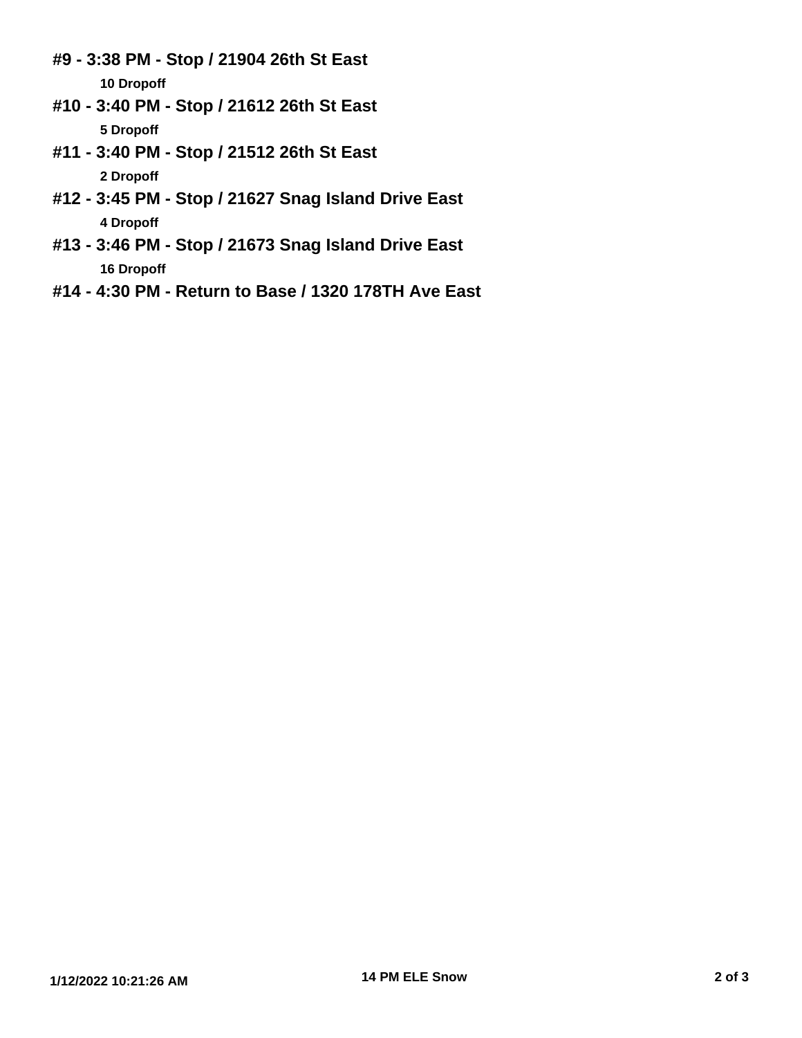**#9 - 3:38 PM - Stop / 21904 26th St East**

**10 Dropoff**

**#10 - 3:40 PM - Stop / 21612 26th St East**

**5 Dropoff**

**#11 - 3:40 PM - Stop / 21512 26th St East**

**2 Dropoff**

**#12 - 3:45 PM - Stop / 21627 Snag Island Drive East**

**4 Dropoff**

**#13 - 3:46 PM - Stop / 21673 Snag Island Drive East**

**16 Dropoff**

**#14 - 4:30 PM - Return to Base / 1320 178TH Ave East**